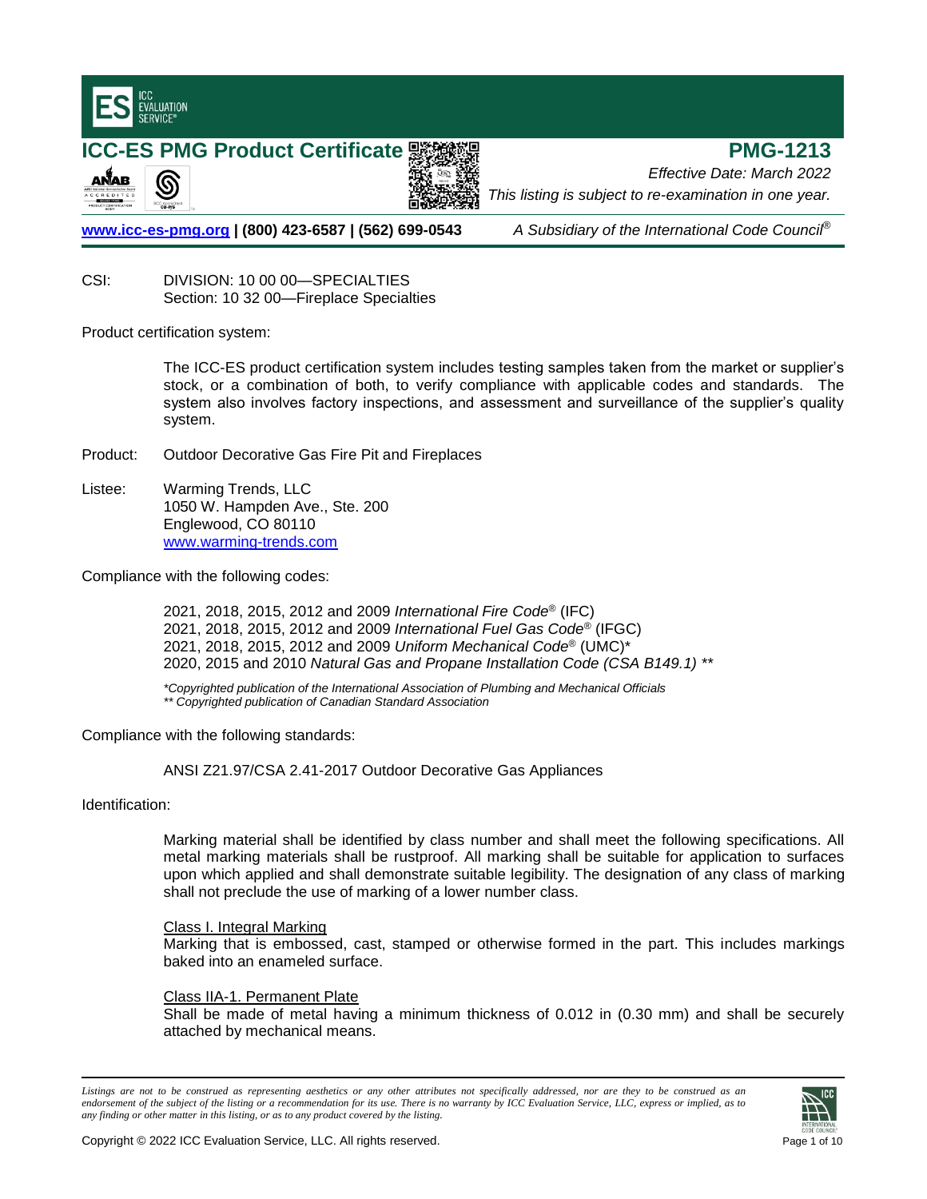# ICC-ES PMG Product Certificate

**PMG-1213**

*Effective Date: March 2022*

*This listing is subject to re-examination in one year.*

**www.icc-es-pmg.org | (800) 423-6587 | (562) 699-0543** *A Subsidiary of the International Code Council®*

CSI: DIVISION: 10 00 00—SPECIALTIES
Section: 10 32 00—Fireplace Specialties

Product certification system:

The ICC-ES product certification system includes testing samples taken from the market or supplier's stock, or a combination of both, to verify compliance with applicable codes and standards. The system also involves factory inspections, and assessment and surveillance of the supplier's quality system.

Product: Outdoor Decorative Gas Fire Pit and Fireplaces

Listee: Warming Trends, LLC
1050 W. Hampden Ave., Ste. 200
Englewood, CO 80110
www.warming-trends.com

Compliance with the following codes:

2021, 2018, 2015, 2012 and 2009 *International Fire Code®* (IFC)
2021, 2018, 2015, 2012 and 2009 *International Fuel Gas Code®* (IFGC)
2021, 2018, 2015, 2012 and 2009 *Uniform Mechanical Code®* (UMC)*
2020, 2015 and 2010 *Natural Gas and Propane Installation Code (CSA B149.1)* **

*\*Copyrighted publication of the International Association of Plumbing and Mechanical Officials*
*\*\* Copyrighted publication of Canadian Standard Association*

Compliance with the following standards:

ANSI Z21.97/CSA 2.41-2017 Outdoor Decorative Gas Appliances

Identification:

Marking material shall be identified by class number and shall meet the following specifications. All metal marking materials shall be rustproof. All marking shall be suitable for application to surfaces upon which applied and shall demonstrate suitable legibility. The designation of any class of marking shall not preclude the use of marking of a lower number class.

Class I. Integral Marking
Marking that is embossed, cast, stamped or otherwise formed in the part. This includes markings baked into an enameled surface.

Class IIA-1. Permanent Plate
Shall be made of metal having a minimum thickness of 0.012 in (0.30 mm) and shall be securely attached by mechanical means.

*Listings are not to be construed as representing aesthetics or any other attributes not specifically addressed, nor are they to be construed as an endorsement of the subject of the listing or a recommendation for its use. There is no warranty by ICC Evaluation Service, LLC, express or implied, as to any finding or other matter in this listing, or as to any product covered by the listing.*

Copyright © 2022 ICC Evaluation Service, LLC. All rights reserved.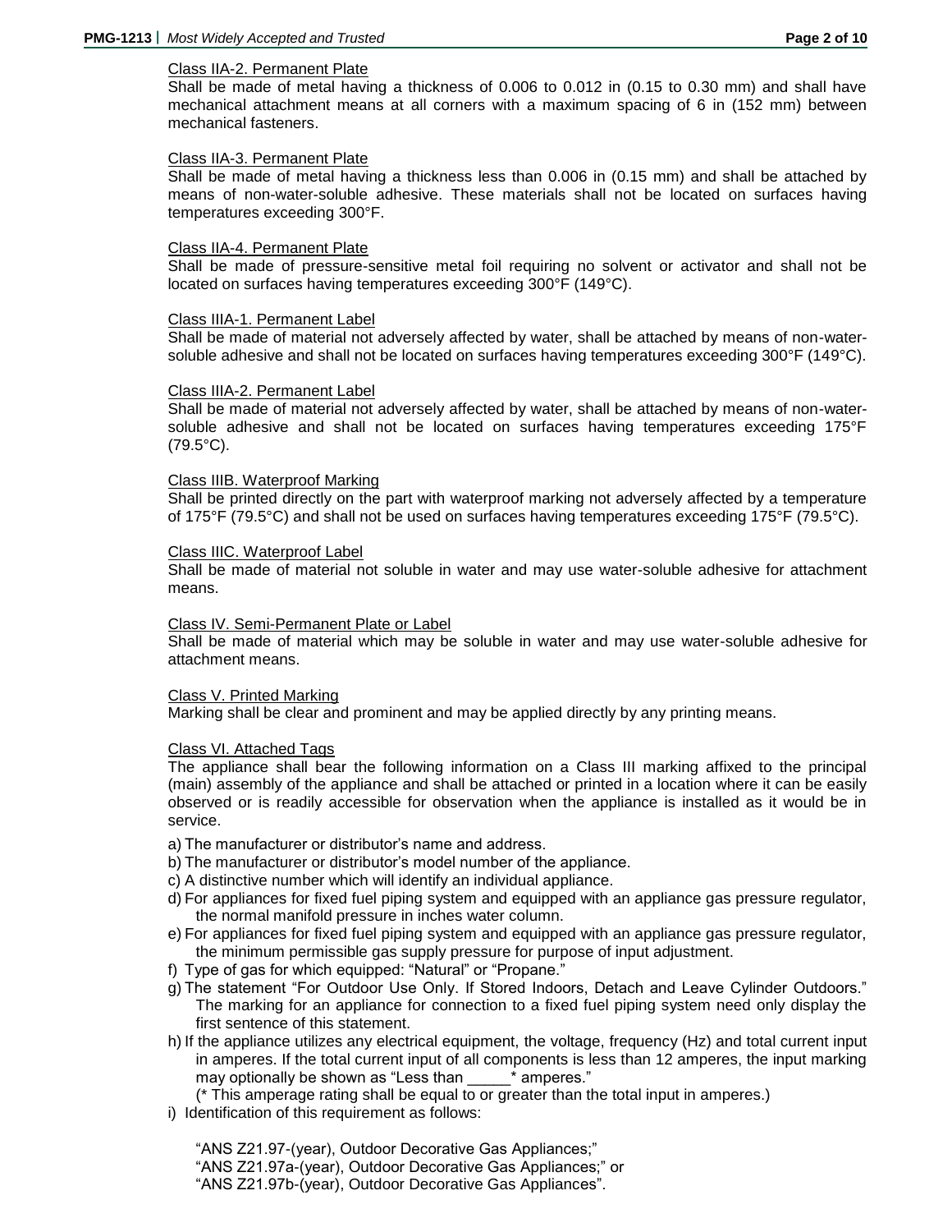Class IIA-2. Permanent Plate

Shall be made of metal having a thickness of 0.006 to 0.012 in (0.15 to 0.30 mm) and shall have mechanical attachment means at all corners with a maximum spacing of 6 in (152 mm) between mechanical fasteners.

Class IIA-3. Permanent Plate

Shall be made of metal having a thickness less than 0.006 in (0.15 mm) and shall be attached by means of non-water-soluble adhesive. These materials shall not be located on surfaces having temperatures exceeding 300°F.

Class IIA-4. Permanent Plate

Shall be made of pressure-sensitive metal foil requiring no solvent or activator and shall not be located on surfaces having temperatures exceeding 300°F (149°C).

Class IIIA-1. Permanent Label

Shall be made of material not adversely affected by water, shall be attached by means of non-water-soluble adhesive and shall not be located on surfaces having temperatures exceeding 300°F (149°C).

Class IIIA-2. Permanent Label

Shall be made of material not adversely affected by water, shall be attached by means of non-water-soluble adhesive and shall not be located on surfaces having temperatures exceeding 175°F (79.5°C).

Class IIIB. Waterproof Marking

Shall be printed directly on the part with waterproof marking not adversely affected by a temperature of 175°F (79.5°C) and shall not be used on surfaces having temperatures exceeding 175°F (79.5°C).

Class IIIC. Waterproof Label

Shall be made of material not soluble in water and may use water-soluble adhesive for attachment means.

Class IV. Semi-Permanent Plate or Label

Shall be made of material which may be soluble in water and may use water-soluble adhesive for attachment means.

Class V. Printed Marking

Marking shall be clear and prominent and may be applied directly by any printing means.

Class VI. Attached Tags

The appliance shall bear the following information on a Class III marking affixed to the principal (main) assembly of the appliance and shall be attached or printed in a location where it can be easily observed or is readily accessible for observation when the appliance is installed as it would be in service.

a) The manufacturer or distributor's name and address.
b) The manufacturer or distributor's model number of the appliance.
c) A distinctive number which will identify an individual appliance.
d) For appliances for fixed fuel piping system and equipped with an appliance gas pressure regulator, the normal manifold pressure in inches water column.
e) For appliances for fixed fuel piping system and equipped with an appliance gas pressure regulator, the minimum permissible gas supply pressure for purpose of input adjustment.
f) Type of gas for which equipped: "Natural" or "Propane."
g) The statement "For Outdoor Use Only. If Stored Indoors, Detach and Leave Cylinder Outdoors." The marking for an appliance for connection to a fixed fuel piping system need only display the first sentence of this statement.
h) If the appliance utilizes any electrical equipment, the voltage, frequency (Hz) and total current input in amperes. If the total current input of all components is less than 12 amperes, the input marking may optionally be shown as "Less than _____* amperes."
   (* This amperage rating shall be equal to or greater than the total input in amperes.)
i) Identification of this requirement as follows:

   "ANS Z21.97-(year), Outdoor Decorative Gas Appliances;"
   "ANS Z21.97a-(year), Outdoor Decorative Gas Appliances;" or
   "ANS Z21.97b-(year), Outdoor Decorative Gas Appliances".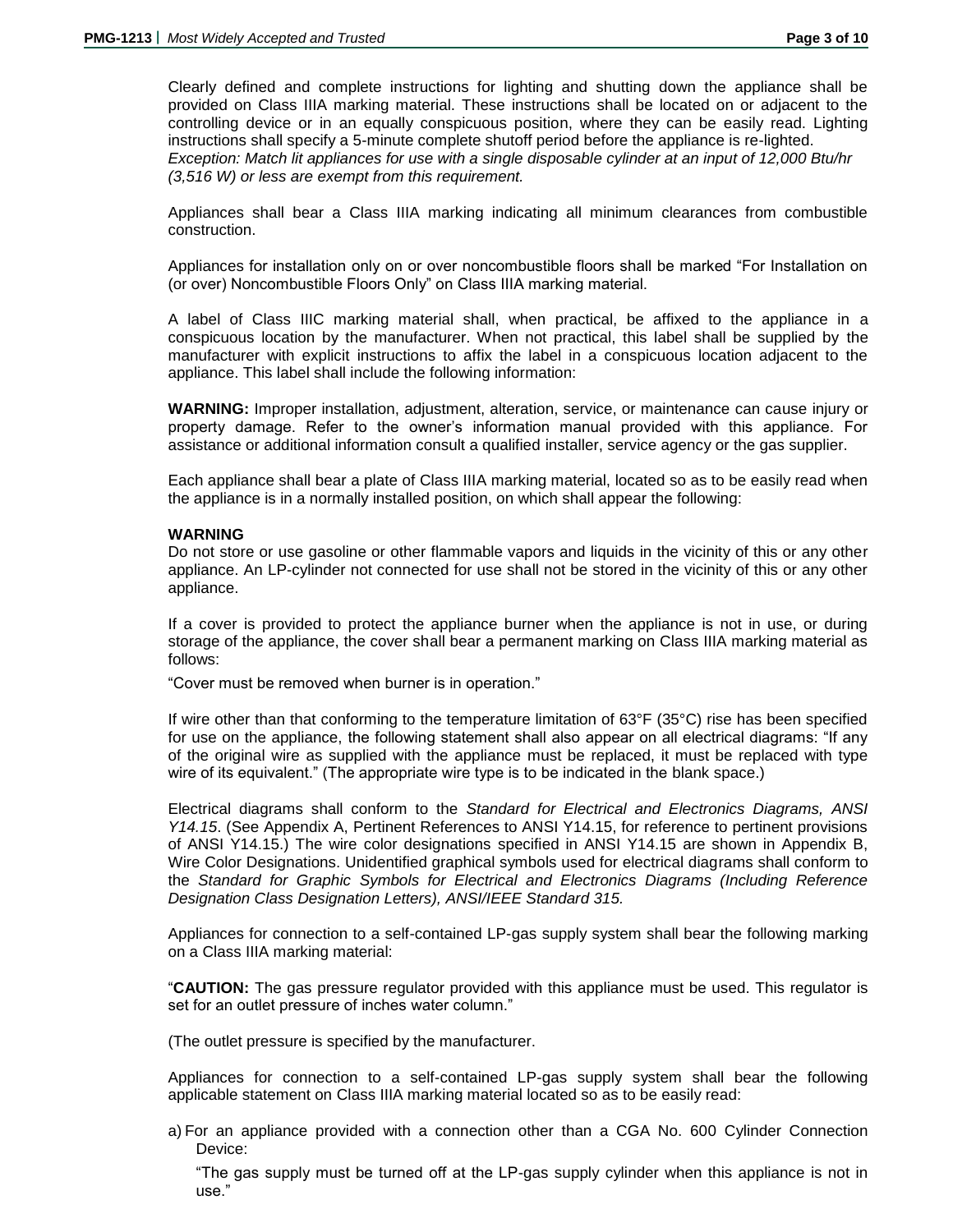Clearly defined and complete instructions for lighting and shutting down the appliance shall be provided on Class IIIA marking material. These instructions shall be located on or adjacent to the controlling device or in an equally conspicuous position, where they can be easily read. Lighting instructions shall specify a 5-minute complete shutoff period before the appliance is re-lighted.
*Exception: Match lit appliances for use with a single disposable cylinder at an input of 12,000 Btu/hr (3,516 W) or less are exempt from this requirement.*

Appliances shall bear a Class IIIA marking indicating all minimum clearances from combustible construction.

Appliances for installation only on or over noncombustible floors shall be marked "For Installation on (or over) Noncombustible Floors Only" on Class IIIA marking material.

A label of Class IIIC marking material shall, when practical, be affixed to the appliance in a conspicuous location by the manufacturer. When not practical, this label shall be supplied by the manufacturer with explicit instructions to affix the label in a conspicuous location adjacent to the appliance. This label shall include the following information:

**WARNING:** Improper installation, adjustment, alteration, service, or maintenance can cause injury or property damage. Refer to the owner's information manual provided with this appliance. For assistance or additional information consult a qualified installer, service agency or the gas supplier.

Each appliance shall bear a plate of Class IIIA marking material, located so as to be easily read when the appliance is in a normally installed position, on which shall appear the following:

**WARNING**
Do not store or use gasoline or other flammable vapors and liquids in the vicinity of this or any other appliance. An LP-cylinder not connected for use shall not be stored in the vicinity of this or any other appliance.

If a cover is provided to protect the appliance burner when the appliance is not in use, or during storage of the appliance, the cover shall bear a permanent marking on Class IIIA marking material as follows:

"Cover must be removed when burner is in operation."

If wire other than that conforming to the temperature limitation of 63°F (35°C) rise has been specified for use on the appliance, the following statement shall also appear on all electrical diagrams: "If any of the original wire as supplied with the appliance must be replaced, it must be replaced with type wire of its equivalent." (The appropriate wire type is to be indicated in the blank space.)

Electrical diagrams shall conform to the *Standard for Electrical and Electronics Diagrams, ANSI Y14.15*. (See Appendix A, Pertinent References to ANSI Y14.15, for reference to pertinent provisions of ANSI Y14.15.) The wire color designations specified in ANSI Y14.15 are shown in Appendix B, Wire Color Designations. Unidentified graphical symbols used for electrical diagrams shall conform to the *Standard for Graphic Symbols for Electrical and Electronics Diagrams (Including Reference Designation Class Designation Letters), ANSI/IEEE Standard 315.*

Appliances for connection to a self-contained LP-gas supply system shall bear the following marking on a Class IIIA marking material:

"**CAUTION:** The gas pressure regulator provided with this appliance must be used. This regulator is set for an outlet pressure of inches water column."

(The outlet pressure is specified by the manufacturer.

Appliances for connection to a self-contained LP-gas supply system shall bear the following applicable statement on Class IIIA marking material located so as to be easily read:

a) For an appliance provided with a connection other than a CGA No. 600 Cylinder Connection Device:

   "The gas supply must be turned off at the LP-gas supply cylinder when this appliance is not in use."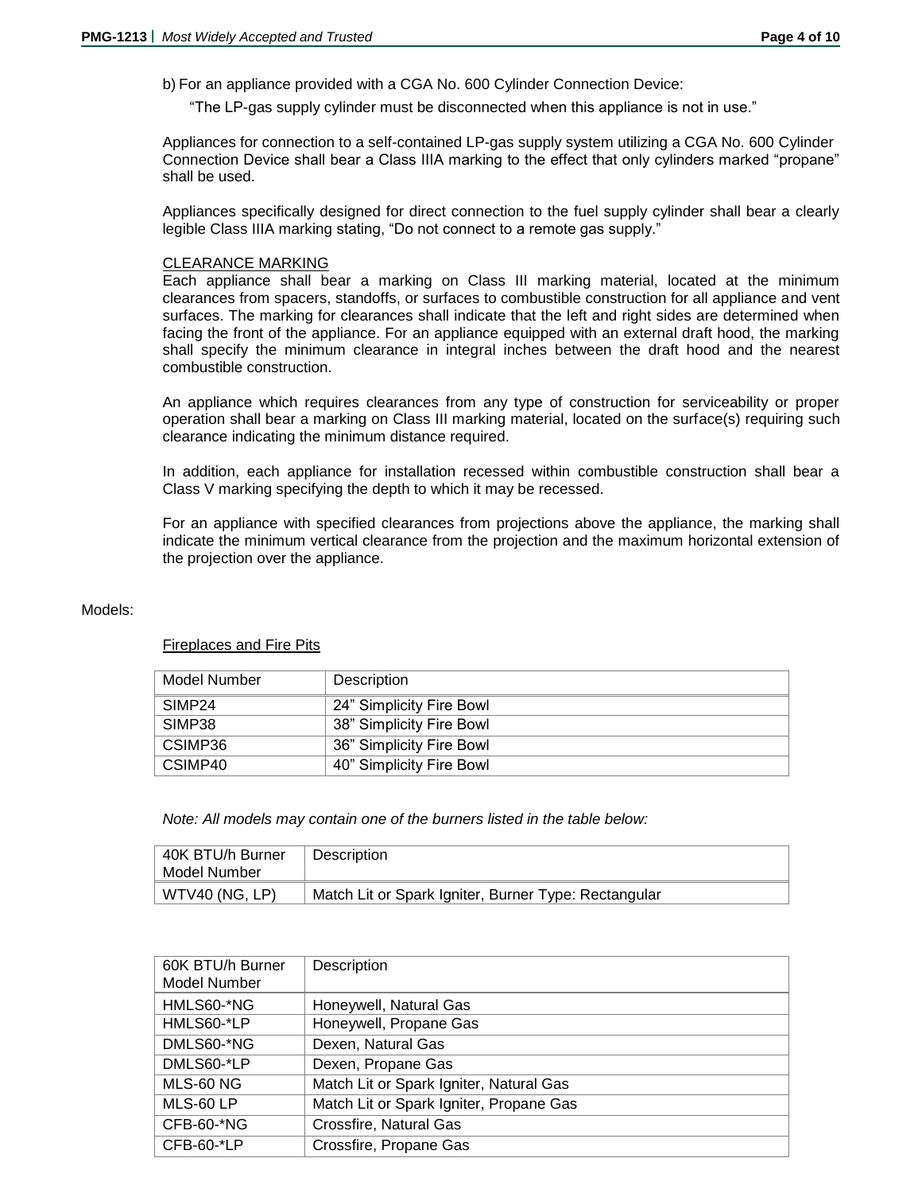b) For an appliance provided with a CGA No. 600 Cylinder Connection Device:

"The LP-gas supply cylinder must be disconnected when this appliance is not in use."

Appliances for connection to a self-contained LP-gas supply system utilizing a CGA No. 600 Cylinder Connection Device shall bear a Class IIIA marking to the effect that only cylinders marked "propane" shall be used.

Appliances specifically designed for direct connection to the fuel supply cylinder shall bear a clearly legible Class IIIA marking stating, "Do not connect to a remote gas supply."

CLEARANCE MARKING

Each appliance shall bear a marking on Class III marking material, located at the minimum clearances from spacers, standoffs, or surfaces to combustible construction for all appliance and vent surfaces. The marking for clearances shall indicate that the left and right sides are determined when facing the front of the appliance. For an appliance equipped with an external draft hood, the marking shall specify the minimum clearance in integral inches between the draft hood and the nearest combustible construction.

An appliance which requires clearances from any type of construction for serviceability or proper operation shall bear a marking on Class III marking material, located on the surface(s) requiring such clearance indicating the minimum distance required.

In addition, each appliance for installation recessed within combustible construction shall bear a Class V marking specifying the depth to which it may be recessed.

For an appliance with specified clearances from projections above the appliance, the marking shall indicate the minimum vertical clearance from the projection and the maximum horizontal extension of the projection over the appliance.

Models:

Fireplaces and Fire Pits

| Model Number | Description |
|---|---|
| SIMP24 | 24" Simplicity Fire Bowl |
| SIMP38 | 38" Simplicity Fire Bowl |
| CSIMP36 | 36" Simplicity Fire Bowl |
| CSIMP40 | 40" Simplicity Fire Bowl |

*Note: All models may contain one of the burners listed in the table below:*

| 40K BTU/h Burner Model Number | Description |
|---|---|
| WTV40 (NG, LP) | Match Lit or Spark Igniter, Burner Type: Rectangular |

| 60K BTU/h Burner Model Number | Description |
|---|---|
| HMLS60-*NG | Honeywell, Natural Gas |
| HMLS60-*LP | Honeywell, Propane Gas |
| DMLS60-*NG | Dexen, Natural Gas |
| DMLS60-*LP | Dexen, Propane Gas |
| MLS-60 NG | Match Lit or Spark Igniter, Natural Gas |
| MLS-60 LP | Match Lit or Spark Igniter, Propane Gas |
| CFB-60-*NG | Crossfire, Natural Gas |
| CFB-60-*LP | Crossfire, Propane Gas |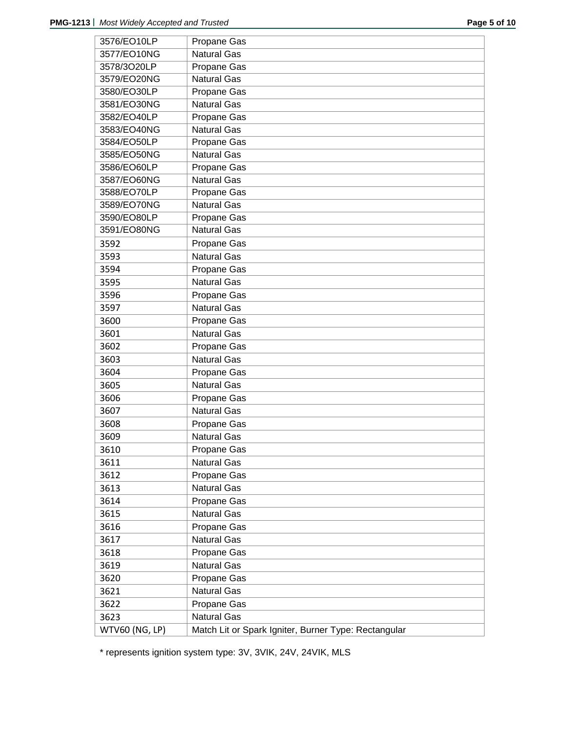| 3576/EO10LP | Propane Gas |
|---|---|
| 3577/EO10NG | Natural Gas |
| 3578/3O20LP | Propane Gas |
| 3579/EO20NG | Natural Gas |
| 3580/EO30LP | Propane Gas |
| 3581/EO30NG | Natural Gas |
| 3582/EO40LP | Propane Gas |
| 3583/EO40NG | Natural Gas |
| 3584/EO50LP | Propane Gas |
| 3585/EO50NG | Natural Gas |
| 3586/EO60LP | Propane Gas |
| 3587/EO60NG | Natural Gas |
| 3588/EO70LP | Propane Gas |
| 3589/EO70NG | Natural Gas |
| 3590/EO80LP | Propane Gas |
| 3591/EO80NG | Natural Gas |
| 3592 | Propane Gas |
| 3593 | Natural Gas |
| 3594 | Propane Gas |
| 3595 | Natural Gas |
| 3596 | Propane Gas |
| 3597 | Natural Gas |
| 3600 | Propane Gas |
| 3601 | Natural Gas |
| 3602 | Propane Gas |
| 3603 | Natural Gas |
| 3604 | Propane Gas |
| 3605 | Natural Gas |
| 3606 | Propane Gas |
| 3607 | Natural Gas |
| 3608 | Propane Gas |
| 3609 | Natural Gas |
| 3610 | Propane Gas |
| 3611 | Natural Gas |
| 3612 | Propane Gas |
| 3613 | Natural Gas |
| 3614 | Propane Gas |
| 3615 | Natural Gas |
| 3616 | Propane Gas |
| 3617 | Natural Gas |
| 3618 | Propane Gas |
| 3619 | Natural Gas |
| 3620 | Propane Gas |
| 3621 | Natural Gas |
| 3622 | Propane Gas |
| 3623 | Natural Gas |
| WTV60 (NG, LP) | Match Lit or Spark Igniter, Burner Type: Rectangular |

* represents ignition system type: 3V, 3VIK, 24V, 24VIK, MLS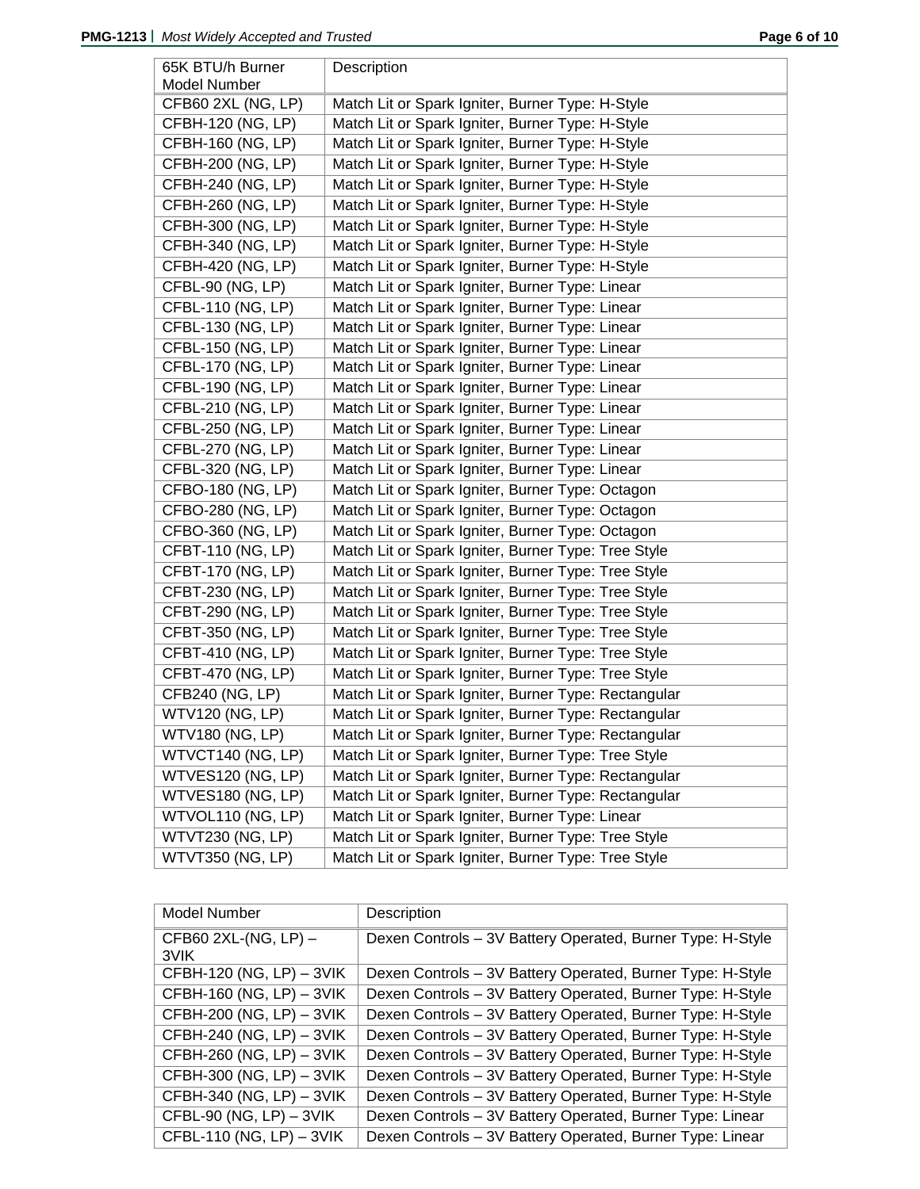| 65K BTU/h Burner Model Number | Description |
|---|---|
| CFB60 2XL (NG, LP) | Match Lit or Spark Igniter, Burner Type: H-Style |
| CFBH-120 (NG, LP) | Match Lit or Spark Igniter, Burner Type: H-Style |
| CFBH-160 (NG, LP) | Match Lit or Spark Igniter, Burner Type: H-Style |
| CFBH-200 (NG, LP) | Match Lit or Spark Igniter, Burner Type: H-Style |
| CFBH-240 (NG, LP) | Match Lit or Spark Igniter, Burner Type: H-Style |
| CFBH-260 (NG, LP) | Match Lit or Spark Igniter, Burner Type: H-Style |
| CFBH-300 (NG, LP) | Match Lit or Spark Igniter, Burner Type: H-Style |
| CFBH-340 (NG, LP) | Match Lit or Spark Igniter, Burner Type: H-Style |
| CFBH-420 (NG, LP) | Match Lit or Spark Igniter, Burner Type: H-Style |
| CFBL-90 (NG, LP) | Match Lit or Spark Igniter, Burner Type: Linear |
| CFBL-110 (NG, LP) | Match Lit or Spark Igniter, Burner Type: Linear |
| CFBL-130 (NG, LP) | Match Lit or Spark Igniter, Burner Type: Linear |
| CFBL-150 (NG, LP) | Match Lit or Spark Igniter, Burner Type: Linear |
| CFBL-170 (NG, LP) | Match Lit or Spark Igniter, Burner Type: Linear |
| CFBL-190 (NG, LP) | Match Lit or Spark Igniter, Burner Type: Linear |
| CFBL-210 (NG, LP) | Match Lit or Spark Igniter, Burner Type: Linear |
| CFBL-250 (NG, LP) | Match Lit or Spark Igniter, Burner Type: Linear |
| CFBL-270 (NG, LP) | Match Lit or Spark Igniter, Burner Type: Linear |
| CFBL-320 (NG, LP) | Match Lit or Spark Igniter, Burner Type: Linear |
| CFBO-180 (NG, LP) | Match Lit or Spark Igniter, Burner Type: Octagon |
| CFBO-280 (NG, LP) | Match Lit or Spark Igniter, Burner Type: Octagon |
| CFBO-360 (NG, LP) | Match Lit or Spark Igniter, Burner Type: Octagon |
| CFBT-110 (NG, LP) | Match Lit or Spark Igniter, Burner Type: Tree Style |
| CFBT-170 (NG, LP) | Match Lit or Spark Igniter, Burner Type: Tree Style |
| CFBT-230 (NG, LP) | Match Lit or Spark Igniter, Burner Type: Tree Style |
| CFBT-290 (NG, LP) | Match Lit or Spark Igniter, Burner Type: Tree Style |
| CFBT-350 (NG, LP) | Match Lit or Spark Igniter, Burner Type: Tree Style |
| CFBT-410 (NG, LP) | Match Lit or Spark Igniter, Burner Type: Tree Style |
| CFBT-470 (NG, LP) | Match Lit or Spark Igniter, Burner Type: Tree Style |
| CFB240 (NG, LP) | Match Lit or Spark Igniter, Burner Type: Rectangular |
| WTV120 (NG, LP) | Match Lit or Spark Igniter, Burner Type: Rectangular |
| WTV180 (NG, LP) | Match Lit or Spark Igniter, Burner Type: Rectangular |
| WTVCT140 (NG, LP) | Match Lit or Spark Igniter, Burner Type: Tree Style |
| WTVES120 (NG, LP) | Match Lit or Spark Igniter, Burner Type: Rectangular |
| WTVES180 (NG, LP) | Match Lit or Spark Igniter, Burner Type: Rectangular |
| WTVOL110 (NG, LP) | Match Lit or Spark Igniter, Burner Type: Linear |
| WTVT230 (NG, LP) | Match Lit or Spark Igniter, Burner Type: Tree Style |
| WTVT350 (NG, LP) | Match Lit or Spark Igniter, Burner Type: Tree Style |

| Model Number | Description |
|---|---|
| CFB60 2XL-(NG, LP) – 3VIK | Dexen Controls – 3V Battery Operated, Burner Type: H-Style |
| CFBH-120 (NG, LP) – 3VIK | Dexen Controls – 3V Battery Operated, Burner Type: H-Style |
| CFBH-160 (NG, LP) – 3VIK | Dexen Controls – 3V Battery Operated, Burner Type: H-Style |
| CFBH-200 (NG, LP) – 3VIK | Dexen Controls – 3V Battery Operated, Burner Type: H-Style |
| CFBH-240 (NG, LP) – 3VIK | Dexen Controls – 3V Battery Operated, Burner Type: H-Style |
| CFBH-260 (NG, LP) – 3VIK | Dexen Controls – 3V Battery Operated, Burner Type: H-Style |
| CFBH-300 (NG, LP) – 3VIK | Dexen Controls – 3V Battery Operated, Burner Type: H-Style |
| CFBH-340 (NG, LP) – 3VIK | Dexen Controls – 3V Battery Operated, Burner Type: H-Style |
| CFBL-90 (NG, LP) – 3VIK | Dexen Controls – 3V Battery Operated, Burner Type: Linear |
| CFBL-110 (NG, LP) – 3VIK | Dexen Controls – 3V Battery Operated, Burner Type: Linear |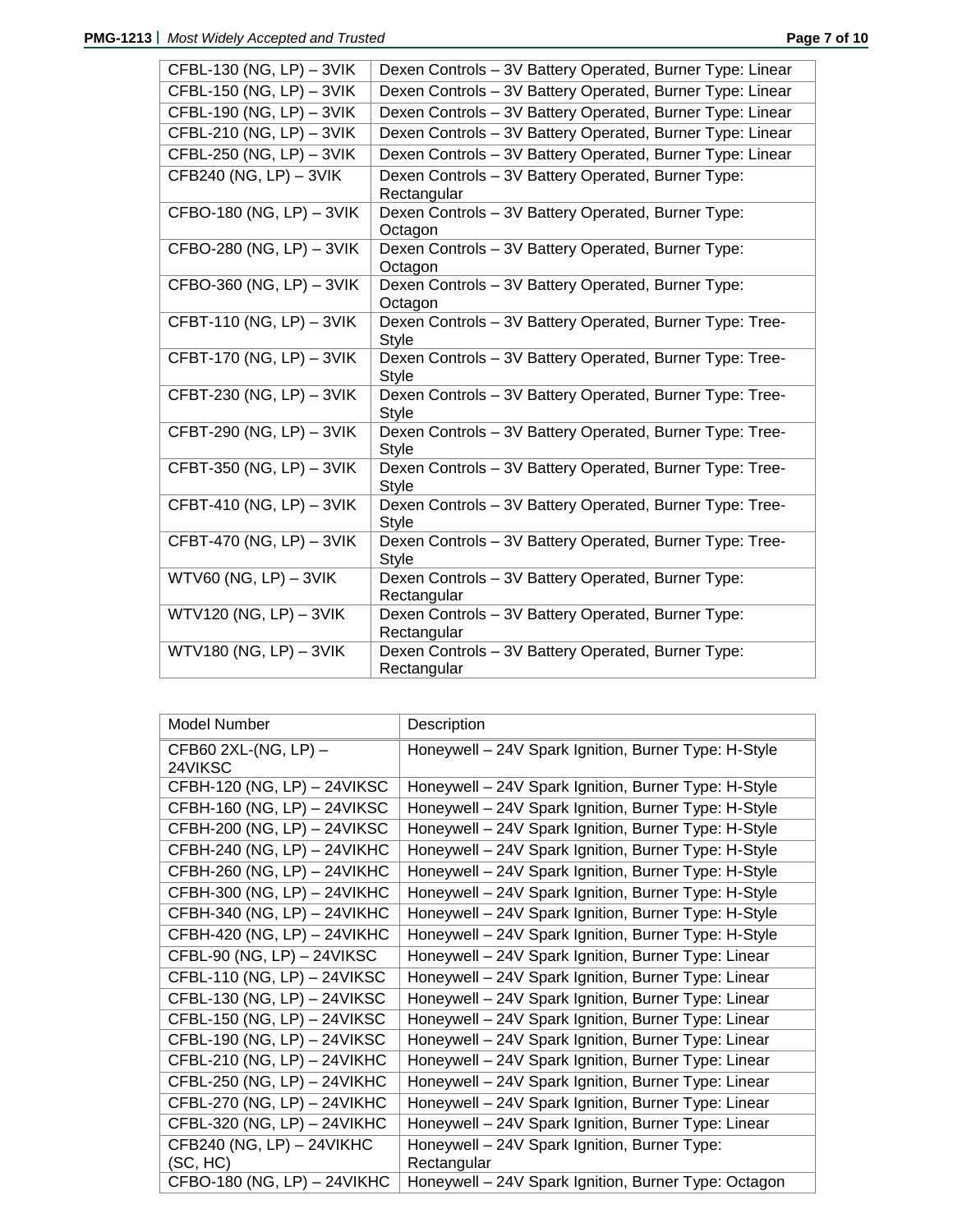| | |
|---|---|
| CFBL-130 (NG, LP) – 3VIK | Dexen Controls – 3V Battery Operated, Burner Type: Linear |
| CFBL-150 (NG, LP) – 3VIK | Dexen Controls – 3V Battery Operated, Burner Type: Linear |
| CFBL-190 (NG, LP) – 3VIK | Dexen Controls – 3V Battery Operated, Burner Type: Linear |
| CFBL-210 (NG, LP) – 3VIK | Dexen Controls – 3V Battery Operated, Burner Type: Linear |
| CFBL-250 (NG, LP) – 3VIK | Dexen Controls – 3V Battery Operated, Burner Type: Linear |
| CFB240 (NG, LP) – 3VIK | Dexen Controls – 3V Battery Operated, Burner Type: Rectangular |
| CFBO-180 (NG, LP) – 3VIK | Dexen Controls – 3V Battery Operated, Burner Type: Octagon |
| CFBO-280 (NG, LP) – 3VIK | Dexen Controls – 3V Battery Operated, Burner Type: Octagon |
| CFBO-360 (NG, LP) – 3VIK | Dexen Controls – 3V Battery Operated, Burner Type: Octagon |
| CFBT-110 (NG, LP) – 3VIK | Dexen Controls – 3V Battery Operated, Burner Type: Tree-Style |
| CFBT-170 (NG, LP) – 3VIK | Dexen Controls – 3V Battery Operated, Burner Type: Tree-Style |
| CFBT-230 (NG, LP) – 3VIK | Dexen Controls – 3V Battery Operated, Burner Type: Tree-Style |
| CFBT-290 (NG, LP) – 3VIK | Dexen Controls – 3V Battery Operated, Burner Type: Tree-Style |
| CFBT-350 (NG, LP) – 3VIK | Dexen Controls – 3V Battery Operated, Burner Type: Tree-Style |
| CFBT-410 (NG, LP) – 3VIK | Dexen Controls – 3V Battery Operated, Burner Type: Tree-Style |
| CFBT-470 (NG, LP) – 3VIK | Dexen Controls – 3V Battery Operated, Burner Type: Tree-Style |
| WTV60 (NG, LP) – 3VIK | Dexen Controls – 3V Battery Operated, Burner Type: Rectangular |
| WTV120 (NG, LP) – 3VIK | Dexen Controls – 3V Battery Operated, Burner Type: Rectangular |
| WTV180 (NG, LP) – 3VIK | Dexen Controls – 3V Battery Operated, Burner Type: Rectangular |

| Model Number | Description |
|---|---|
| CFB60 2XL-(NG, LP) – 24VIKSC | Honeywell – 24V Spark Ignition, Burner Type: H-Style |
| CFBH-120 (NG, LP) – 24VIKSC | Honeywell – 24V Spark Ignition, Burner Type: H-Style |
| CFBH-160 (NG, LP) – 24VIKSC | Honeywell – 24V Spark Ignition, Burner Type: H-Style |
| CFBH-200 (NG, LP) – 24VIKSC | Honeywell – 24V Spark Ignition, Burner Type: H-Style |
| CFBH-240 (NG, LP) – 24VIKHC | Honeywell – 24V Spark Ignition, Burner Type: H-Style |
| CFBH-260 (NG, LP) – 24VIKHC | Honeywell – 24V Spark Ignition, Burner Type: H-Style |
| CFBH-300 (NG, LP) – 24VIKHC | Honeywell – 24V Spark Ignition, Burner Type: H-Style |
| CFBH-340 (NG, LP) – 24VIKHC | Honeywell – 24V Spark Ignition, Burner Type: H-Style |
| CFBH-420 (NG, LP) – 24VIKHC | Honeywell – 24V Spark Ignition, Burner Type: H-Style |
| CFBL-90 (NG, LP) – 24VIKSC | Honeywell – 24V Spark Ignition, Burner Type: Linear |
| CFBL-110 (NG, LP) – 24VIKSC | Honeywell – 24V Spark Ignition, Burner Type: Linear |
| CFBL-130 (NG, LP) – 24VIKSC | Honeywell – 24V Spark Ignition, Burner Type: Linear |
| CFBL-150 (NG, LP) – 24VIKSC | Honeywell – 24V Spark Ignition, Burner Type: Linear |
| CFBL-190 (NG, LP) – 24VIKSC | Honeywell – 24V Spark Ignition, Burner Type: Linear |
| CFBL-210 (NG, LP) – 24VIKHC | Honeywell – 24V Spark Ignition, Burner Type: Linear |
| CFBL-250 (NG, LP) – 24VIKHC | Honeywell – 24V Spark Ignition, Burner Type: Linear |
| CFBL-270 (NG, LP) – 24VIKHC | Honeywell – 24V Spark Ignition, Burner Type: Linear |
| CFBL-320 (NG, LP) – 24VIKHC | Honeywell – 24V Spark Ignition, Burner Type: Linear |
| CFB240 (NG, LP) – 24VIKHC (SC, HC) | Honeywell – 24V Spark Ignition, Burner Type: Rectangular |
| CFBO-180 (NG, LP) – 24VIKHC | Honeywell – 24V Spark Ignition, Burner Type: Octagon |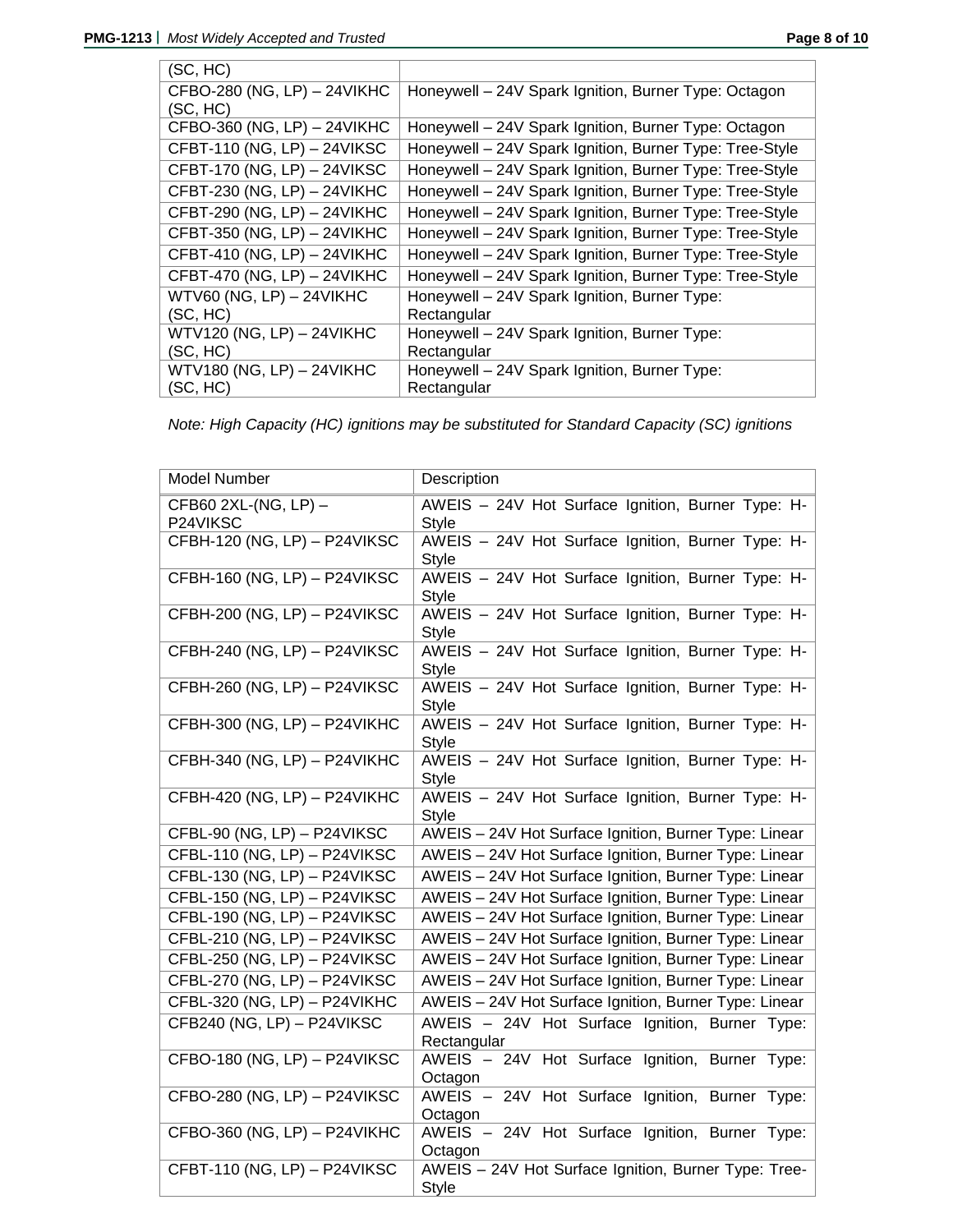| | |
|---|---|
| (SC, HC) | |
| CFBO-280 (NG, LP) – 24VIKHC (SC, HC) | Honeywell – 24V Spark Ignition, Burner Type: Octagon |
| CFBO-360 (NG, LP) – 24VIKHC | Honeywell – 24V Spark Ignition, Burner Type: Octagon |
| CFBT-110 (NG, LP) – 24VIKSC | Honeywell – 24V Spark Ignition, Burner Type: Tree-Style |
| CFBT-170 (NG, LP) – 24VIKSC | Honeywell – 24V Spark Ignition, Burner Type: Tree-Style |
| CFBT-230 (NG, LP) – 24VIKHC | Honeywell – 24V Spark Ignition, Burner Type: Tree-Style |
| CFBT-290 (NG, LP) – 24VIKHC | Honeywell – 24V Spark Ignition, Burner Type: Tree-Style |
| CFBT-350 (NG, LP) – 24VIKHC | Honeywell – 24V Spark Ignition, Burner Type: Tree-Style |
| CFBT-410 (NG, LP) – 24VIKHC | Honeywell – 24V Spark Ignition, Burner Type: Tree-Style |
| CFBT-470 (NG, LP) – 24VIKHC | Honeywell – 24V Spark Ignition, Burner Type: Tree-Style |
| WTV60 (NG, LP) – 24VIKHC (SC, HC) | Honeywell – 24V Spark Ignition, Burner Type: Rectangular |
| WTV120 (NG, LP) – 24VIKHC (SC, HC) | Honeywell – 24V Spark Ignition, Burner Type: Rectangular |
| WTV180 (NG, LP) – 24VIKHC (SC, HC) | Honeywell – 24V Spark Ignition, Burner Type: Rectangular |

*Note: High Capacity (HC) ignitions may be substituted for Standard Capacity (SC) ignitions*

| Model Number | Description |
|---|---|
| CFB60 2XL-(NG, LP) – P24VIKSC | AWEIS – 24V Hot Surface Ignition, Burner Type: H-Style |
| CFBH-120 (NG, LP) – P24VIKSC | AWEIS – 24V Hot Surface Ignition, Burner Type: H-Style |
| CFBH-160 (NG, LP) – P24VIKSC | AWEIS – 24V Hot Surface Ignition, Burner Type: H-Style |
| CFBH-200 (NG, LP) – P24VIKSC | AWEIS – 24V Hot Surface Ignition, Burner Type: H-Style |
| CFBH-240 (NG, LP) – P24VIKSC | AWEIS – 24V Hot Surface Ignition, Burner Type: H-Style |
| CFBH-260 (NG, LP) – P24VIKSC | AWEIS – 24V Hot Surface Ignition, Burner Type: H-Style |
| CFBH-300 (NG, LP) – P24VIKHC | AWEIS – 24V Hot Surface Ignition, Burner Type: H-Style |
| CFBH-340 (NG, LP) – P24VIKHC | AWEIS – 24V Hot Surface Ignition, Burner Type: H-Style |
| CFBH-420 (NG, LP) – P24VIKHC | AWEIS – 24V Hot Surface Ignition, Burner Type: H-Style |
| CFBL-90 (NG, LP) – P24VIKSC | AWEIS – 24V Hot Surface Ignition, Burner Type: Linear |
| CFBL-110 (NG, LP) – P24VIKSC | AWEIS – 24V Hot Surface Ignition, Burner Type: Linear |
| CFBL-130 (NG, LP) – P24VIKSC | AWEIS – 24V Hot Surface Ignition, Burner Type: Linear |
| CFBL-150 (NG, LP) – P24VIKSC | AWEIS – 24V Hot Surface Ignition, Burner Type: Linear |
| CFBL-190 (NG, LP) – P24VIKSC | AWEIS – 24V Hot Surface Ignition, Burner Type: Linear |
| CFBL-210 (NG, LP) – P24VIKSC | AWEIS – 24V Hot Surface Ignition, Burner Type: Linear |
| CFBL-250 (NG, LP) – P24VIKSC | AWEIS – 24V Hot Surface Ignition, Burner Type: Linear |
| CFBL-270 (NG, LP) – P24VIKSC | AWEIS – 24V Hot Surface Ignition, Burner Type: Linear |
| CFBL-320 (NG, LP) – P24VIKHC | AWEIS – 24V Hot Surface Ignition, Burner Type: Linear |
| CFB240 (NG, LP) – P24VIKSC | AWEIS – 24V Hot Surface Ignition, Burner Type: Rectangular |
| CFBO-180 (NG, LP) – P24VIKSC | AWEIS – 24V Hot Surface Ignition, Burner Type: Octagon |
| CFBO-280 (NG, LP) – P24VIKSC | AWEIS – 24V Hot Surface Ignition, Burner Type: Octagon |
| CFBO-360 (NG, LP) – P24VIKHC | AWEIS – 24V Hot Surface Ignition, Burner Type: Octagon |
| CFBT-110 (NG, LP) – P24VIKSC | AWEIS – 24V Hot Surface Ignition, Burner Type: Tree-Style |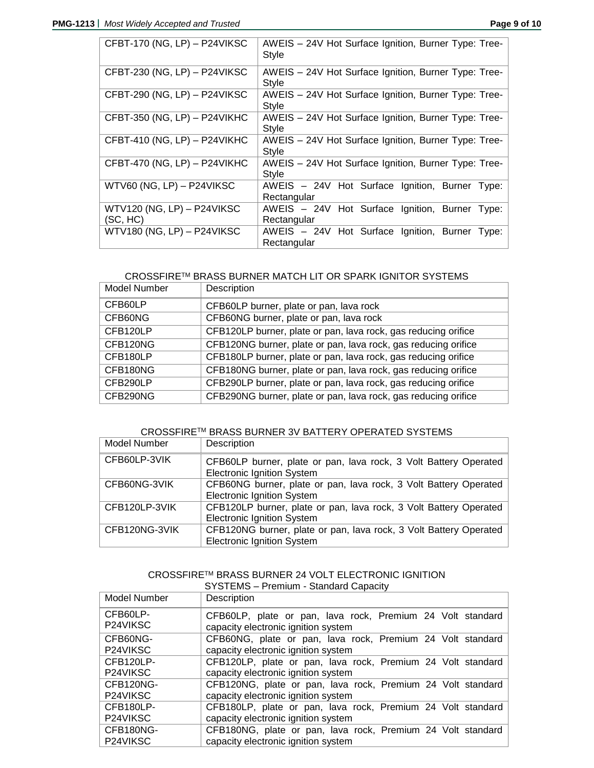| CFBT-170 (NG, LP) – P24VIKSC | AWEIS – 24V Hot Surface Ignition, Burner Type: Tree-Style |
|---|---|
| CFBT-230 (NG, LP) – P24VIKSC | AWEIS – 24V Hot Surface Ignition, Burner Type: Tree-Style |
| CFBT-290 (NG, LP) – P24VIKSC | AWEIS – 24V Hot Surface Ignition, Burner Type: Tree-Style |
| CFBT-350 (NG, LP) – P24VIKHC | AWEIS – 24V Hot Surface Ignition, Burner Type: Tree-Style |
| CFBT-410 (NG, LP) – P24VIKHC | AWEIS – 24V Hot Surface Ignition, Burner Type: Tree-Style |
| CFBT-470 (NG, LP) – P24VIKHC | AWEIS – 24V Hot Surface Ignition, Burner Type: Tree-Style |
| WTV60 (NG, LP) – P24VIKSC | AWEIS – 24V Hot Surface Ignition, Burner Type: Rectangular |
| WTV120 (NG, LP) – P24VIKSC (SC, HC) | AWEIS – 24V Hot Surface Ignition, Burner Type: Rectangular |
| WTV180 (NG, LP) – P24VIKSC | AWEIS – 24V Hot Surface Ignition, Burner Type: Rectangular |

CROSSFIRE™ BRASS BURNER MATCH LIT OR SPARK IGNITOR SYSTEMS

| Model Number | Description |
|---|---|
| CFB60LP | CFB60LP burner, plate or pan, lava rock |
| CFB60NG | CFB60NG burner, plate or pan, lava rock |
| CFB120LP | CFB120LP burner, plate or pan, lava rock, gas reducing orifice |
| CFB120NG | CFB120NG burner, plate or pan, lava rock, gas reducing orifice |
| CFB180LP | CFB180LP burner, plate or pan, lava rock, gas reducing orifice |
| CFB180NG | CFB180NG burner, plate or pan, lava rock, gas reducing orifice |
| CFB290LP | CFB290LP burner, plate or pan, lava rock, gas reducing orifice |
| CFB290NG | CFB290NG burner, plate or pan, lava rock, gas reducing orifice |

CROSSFIRE™ BRASS BURNER 3V BATTERY OPERATED SYSTEMS

| Model Number | Description |
|---|---|
| CFB60LP-3VIK | CFB60LP burner, plate or pan, lava rock, 3 Volt Battery Operated Electronic Ignition System |
| CFB60NG-3VIK | CFB60NG burner, plate or pan, lava rock, 3 Volt Battery Operated Electronic Ignition System |
| CFB120LP-3VIK | CFB120LP burner, plate or pan, lava rock, 3 Volt Battery Operated Electronic Ignition System |
| CFB120NG-3VIK | CFB120NG burner, plate or pan, lava rock, 3 Volt Battery Operated Electronic Ignition System |

CROSSFIRE™ BRASS BURNER 24 VOLT ELECTRONIC IGNITION SYSTEMS – Premium - Standard Capacity

| Model Number | Description |
|---|---|
| CFB60LP-P24VIKSC | CFB60LP, plate or pan, lava rock, Premium 24 Volt standard capacity electronic ignition system |
| CFB60NG-P24VIKSC | CFB60NG, plate or pan, lava rock, Premium 24 Volt standard capacity electronic ignition system |
| CFB120LP-P24VIKSC | CFB120LP, plate or pan, lava rock, Premium 24 Volt standard capacity electronic ignition system |
| CFB120NG-P24VIKSC | CFB120NG, plate or pan, lava rock, Premium 24 Volt standard capacity electronic ignition system |
| CFB180LP-P24VIKSC | CFB180LP, plate or pan, lava rock, Premium 24 Volt standard capacity electronic ignition system |
| CFB180NG-P24VIKSC | CFB180NG, plate or pan, lava rock, Premium 24 Volt standard capacity electronic ignition system |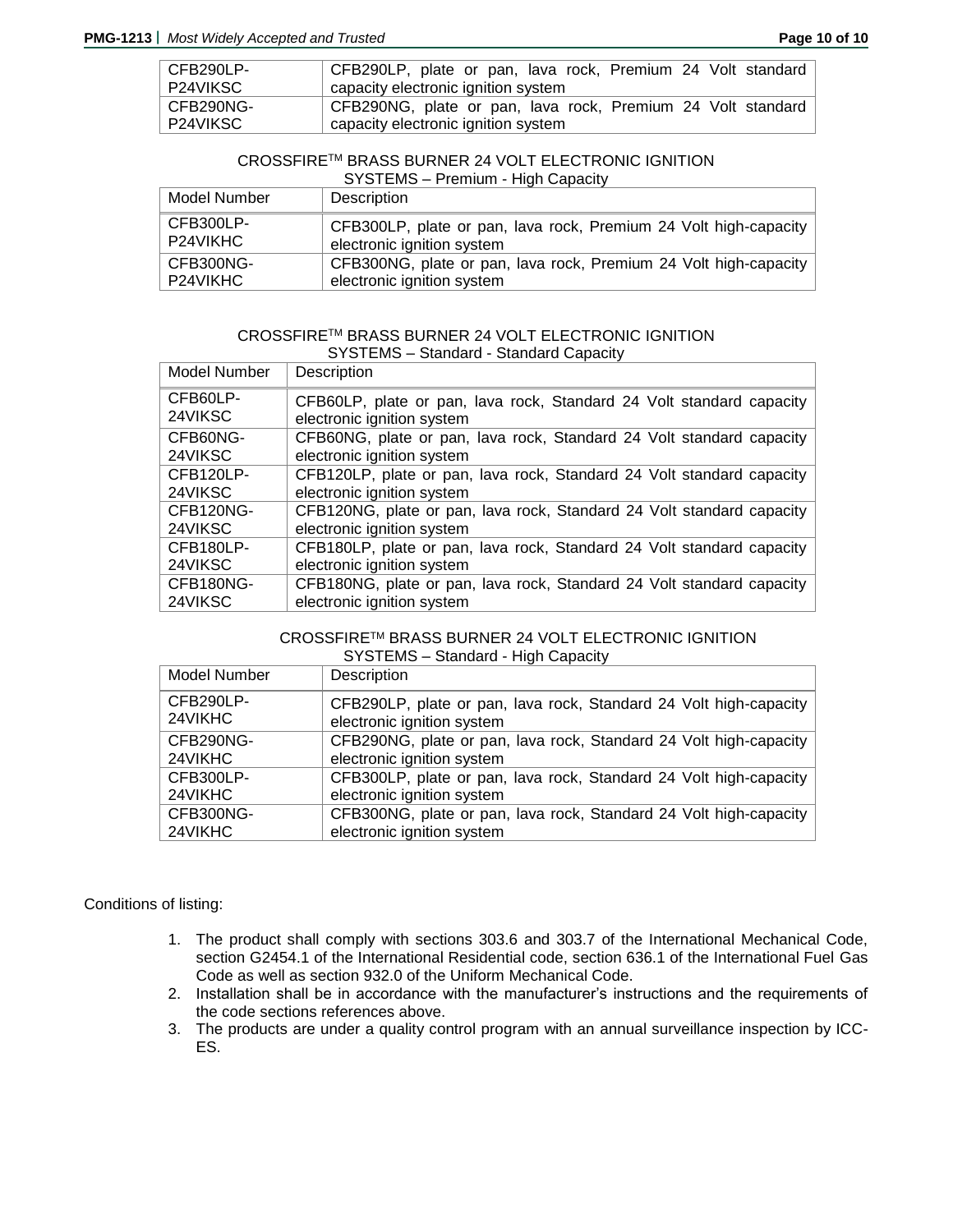| | |
|---|---|
| CFB290LP-P24VIKSC | CFB290LP, plate or pan, lava rock, Premium 24 Volt standard capacity electronic ignition system |
| CFB290NG-P24VIKSC | CFB290NG, plate or pan, lava rock, Premium 24 Volt standard capacity electronic ignition system |

CROSSFIRE™ BRASS BURNER 24 VOLT ELECTRONIC IGNITION SYSTEMS – Premium - High Capacity

| Model Number | Description |
|---|---|
| CFB300LP-P24VIKHC | CFB300LP, plate or pan, lava rock, Premium 24 Volt high-capacity electronic ignition system |
| CFB300NG-P24VIKHC | CFB300NG, plate or pan, lava rock, Premium 24 Volt high-capacity electronic ignition system |

CROSSFIRE™ BRASS BURNER 24 VOLT ELECTRONIC IGNITION SYSTEMS – Standard - Standard Capacity

| Model Number | Description |
|---|---|
| CFB60LP-24VIKSC | CFB60LP, plate or pan, lava rock, Standard 24 Volt standard capacity electronic ignition system |
| CFB60NG-24VIKSC | CFB60NG, plate or pan, lava rock, Standard 24 Volt standard capacity electronic ignition system |
| CFB120LP-24VIKSC | CFB120LP, plate or pan, lava rock, Standard 24 Volt standard capacity electronic ignition system |
| CFB120NG-24VIKSC | CFB120NG, plate or pan, lava rock, Standard 24 Volt standard capacity electronic ignition system |
| CFB180LP-24VIKSC | CFB180LP, plate or pan, lava rock, Standard 24 Volt standard capacity electronic ignition system |
| CFB180NG-24VIKSC | CFB180NG, plate or pan, lava rock, Standard 24 Volt standard capacity electronic ignition system |

CROSSFIRE™ BRASS BURNER 24 VOLT ELECTRONIC IGNITION SYSTEMS – Standard - High Capacity

| Model Number | Description |
|---|---|
| CFB290LP-24VIKHC | CFB290LP, plate or pan, lava rock, Standard 24 Volt high-capacity electronic ignition system |
| CFB290NG-24VIKHC | CFB290NG, plate or pan, lava rock, Standard 24 Volt high-capacity electronic ignition system |
| CFB300LP-24VIKHC | CFB300LP, plate or pan, lava rock, Standard 24 Volt high-capacity electronic ignition system |
| CFB300NG-24VIKHC | CFB300NG, plate or pan, lava rock, Standard 24 Volt high-capacity electronic ignition system |

Conditions of listing:

1. The product shall comply with sections 303.6 and 303.7 of the International Mechanical Code, section G2454.1 of the International Residential code, section 636.1 of the International Fuel Gas Code as well as section 932.0 of the Uniform Mechanical Code.
2. Installation shall be in accordance with the manufacturer's instructions and the requirements of the code sections references above.
3. The products are under a quality control program with an annual surveillance inspection by ICC-ES.